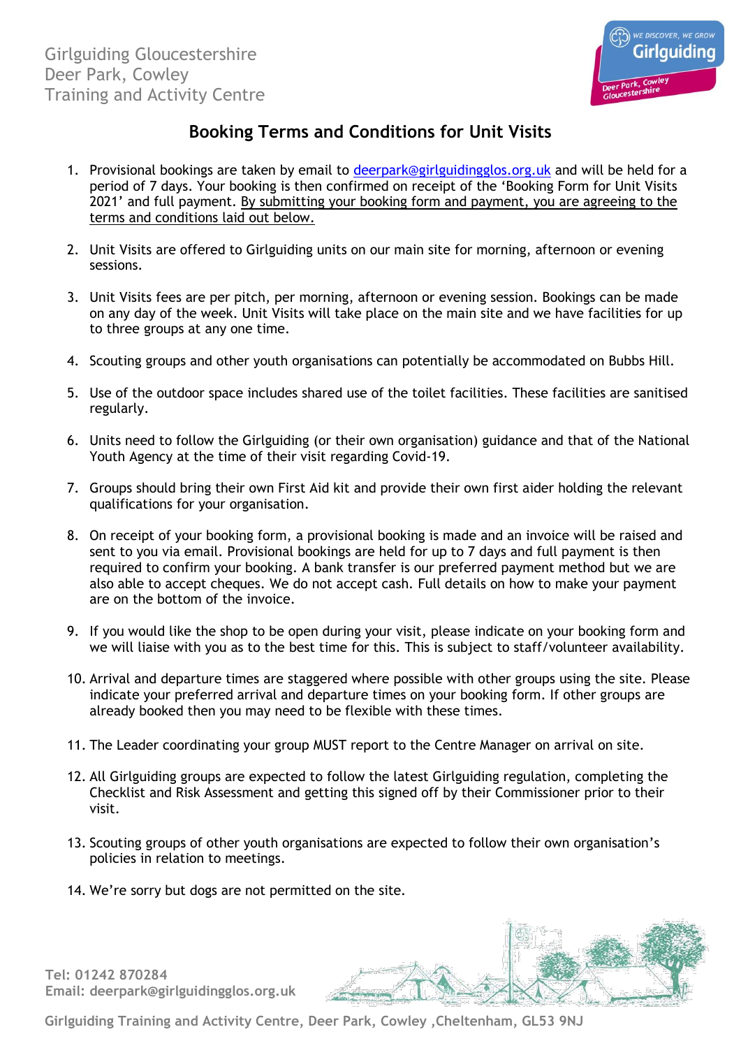Girlguiding Gloucestershire
Deer Park, Cowley
Training and Activity Centre

# Booking Terms and Conditions for Unit Visits

1. Provisional bookings are taken by email to [deerpark@girlguidingglos.org.uk](mailto:deerpark@girlguidingglos.org.uk) and will be held for a period of 7 days. Your booking is then confirmed on receipt of the 'Booking Form for Unit Visits 2021' and full payment. By submitting your booking form and payment, you are agreeing to the terms and conditions laid out below.

2. Unit Visits are offered to Girlguiding units on our main site for morning, afternoon or evening sessions.

3. Unit Visits fees are per pitch, per morning, afternoon or evening session. Bookings can be made on any day of the week. Unit Visits will take place on the main site and we have facilities for up to three groups at any one time.

4. Scouting groups and other youth organisations can potentially be accommodated on Bubbs Hill.

5. Use of the outdoor space includes shared use of the toilet facilities. These facilities are sanitised regularly.

6. Units need to follow the Girlguiding (or their own organisation) guidance and that of the National Youth Agency at the time of their visit regarding Covid-19.

7. Groups should bring their own First Aid kit and provide their own first aider holding the relevant qualifications for your organisation.

8. On receipt of your booking form, a provisional booking is made and an invoice will be raised and sent to you via email. Provisional bookings are held for up to 7 days and full payment is then required to confirm your booking. A bank transfer is our preferred payment method but we are also able to accept cheques. We do not accept cash. Full details on how to make your payment are on the bottom of the invoice.

9. If you would like the shop to be open during your visit, please indicate on your booking form and we will liaise with you as to the best time for this. This is subject to staff/volunteer availability.

10. Arrival and departure times are staggered where possible with other groups using the site. Please indicate your preferred arrival and departure times on your booking form. If other groups are already booked then you may need to be flexible with these times.

11. The Leader coordinating your group MUST report to the Centre Manager on arrival on site.

12. All Girlguiding groups are expected to follow the latest Girlguiding regulation, completing the Checklist and Risk Assessment and getting this signed off by their Commissioner prior to their visit.

13. Scouting groups of other youth organisations are expected to follow their own organisation's policies in relation to meetings.

14. We're sorry but dogs are not permitted on the site.

**Tel: 01242 870284**
**Email: deerpark@girlguidingglos.org.uk**

**Girlguiding Training and Activity Centre, Deer Park, Cowley ,Cheltenham, GL53 9NJ**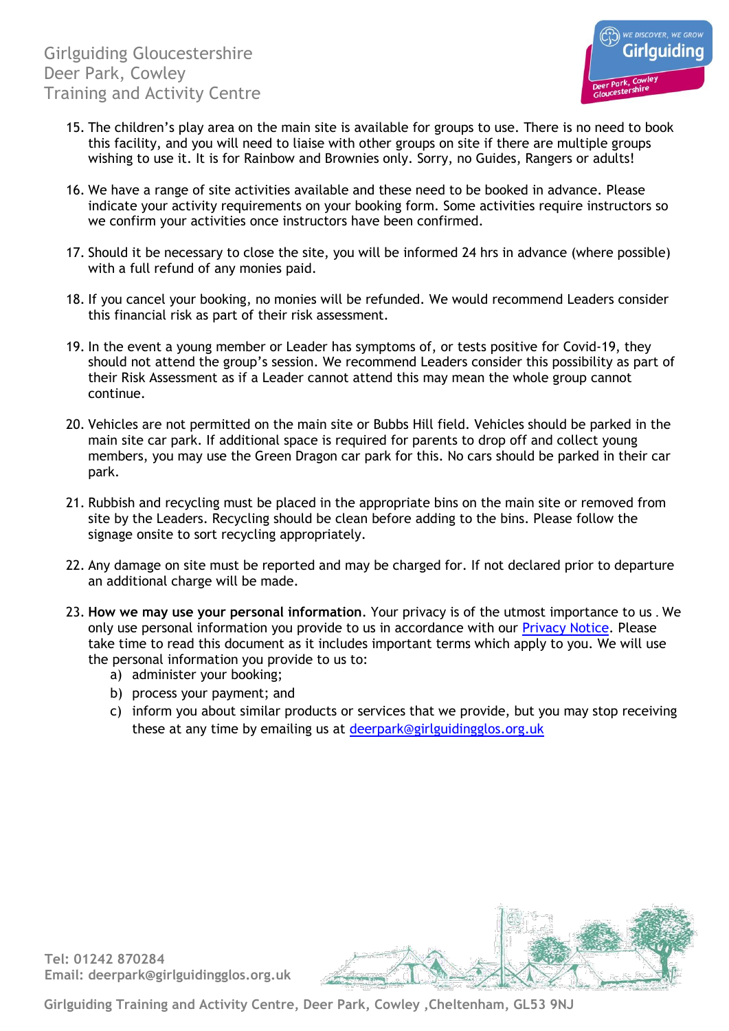15. The children's play area on the main site is available for groups to use. There is no need to book this facility, and you will need to liaise with other groups on site if there are multiple groups wishing to use it. It is for Rainbow and Brownies only. Sorry, no Guides, Rangers or adults!

16. We have a range of site activities available and these need to be booked in advance. Please indicate your activity requirements on your booking form. Some activities require instructors so we confirm your activities once instructors have been confirmed.

17. Should it be necessary to close the site, you will be informed 24 hrs in advance (where possible) with a full refund of any monies paid.

18. If you cancel your booking, no monies will be refunded. We would recommend Leaders consider this financial risk as part of their risk assessment.

19. In the event a young member or Leader has symptoms of, or tests positive for Covid-19, they should not attend the group's session. We recommend Leaders consider this possibility as part of their Risk Assessment as if a Leader cannot attend this may mean the whole group cannot continue.

20. Vehicles are not permitted on the main site or Bubbs Hill field. Vehicles should be parked in the main site car park. If additional space is required for parents to drop off and collect young members, you may use the Green Dragon car park for this. No cars should be parked in their car park.

21. Rubbish and recycling must be placed in the appropriate bins on the main site or removed from site by the Leaders. Recycling should be clean before adding to the bins. Please follow the signage onsite to sort recycling appropriately.

22. Any damage on site must be reported and may be charged for. If not declared prior to departure an additional charge will be made.

23. **How we may use your personal information**. Your privacy is of the utmost importance to us . We only use personal information you provide to us in accordance with our [Privacy Notice](). Please take time to read this document as it includes important terms which apply to you. We will use the personal information you provide to us to:
    a) administer your booking;
    b) process your payment; and
    c) inform you about similar products or services that we provide, but you may stop receiving these at any time by emailing us at deerpark@girlguidingglos.org.uk